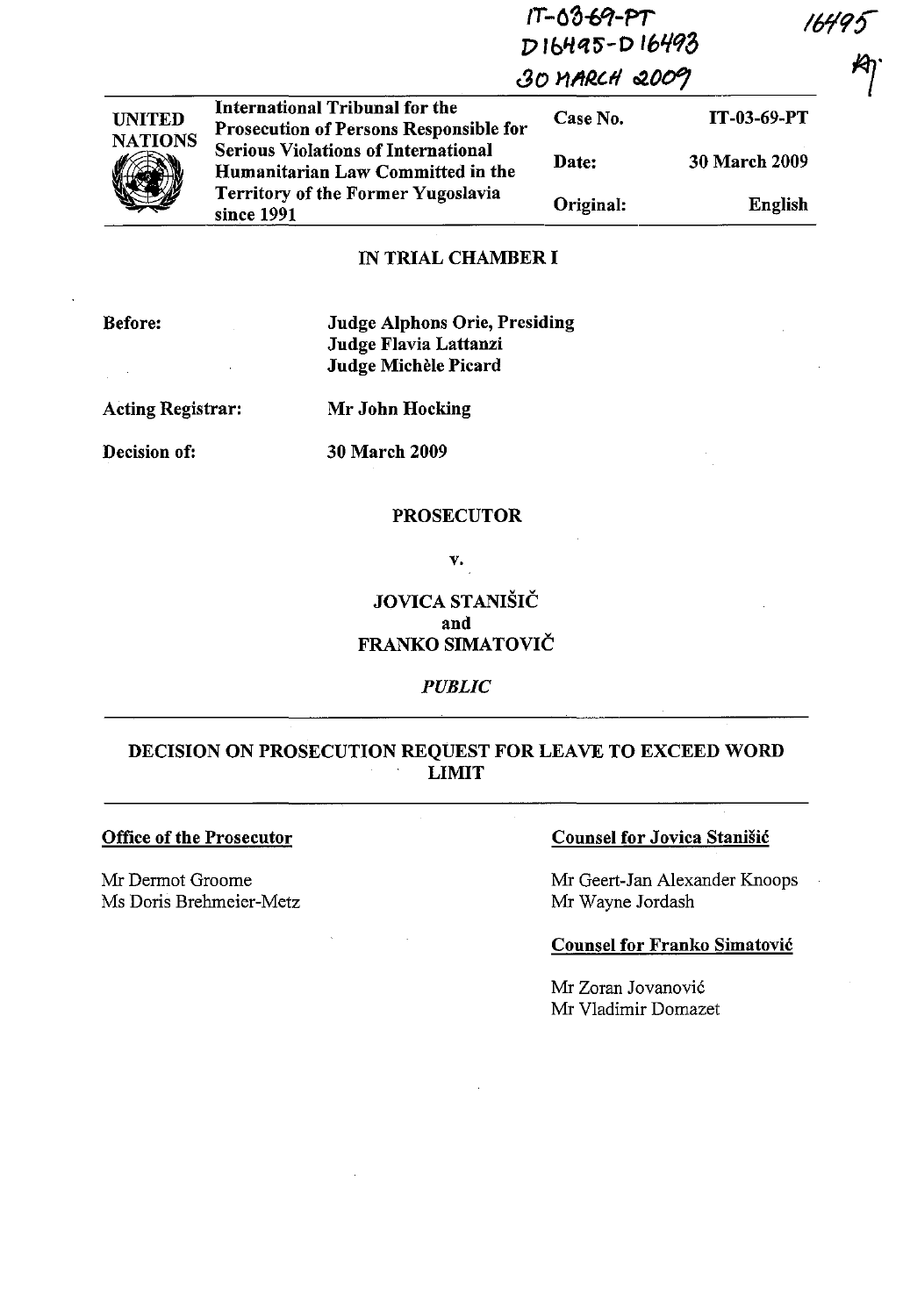IT-03-69-PT
D16495-D16493
30 MARCH 2009

16495

| UNITED NATIONS | International Tribunal for the Prosecution of Persons Responsible for Serious Violations of International Humanitarian Law Committed in the Territory of the Former Yugoslavia since 1991 | Case No. | IT-03-69-PT |
|---|---|---|---|
| | | Date: | 30 March 2009 |
| | | Original: | English |

## IN TRIAL CHAMBER I

**Before:** **Judge Alphons Orie, Presiding**
**Judge Flavia Lattanzi**
**Judge Michèle Picard**

**Acting Registrar:** **Mr John Hocking**

**Decision of:** **30 March 2009**

**PROSECUTOR**

**v.**

**JOVICA STANIŠIČ**
**and**
**FRANKO SIMATOVIČ**

***PUBLIC***

## DECISION ON PROSECUTION REQUEST FOR LEAVE TO EXCEED WORD LIMIT

**Office of the Prosecutor**

Mr Dermot Groome
Ms Doris Brehmeier-Metz

**Counsel for Jovica Stanišić**

Mr Geert-Jan Alexander Knoops
Mr Wayne Jordash

**Counsel for Franko Simatović**

Mr Zoran Jovanović
Mr Vladimir Domazet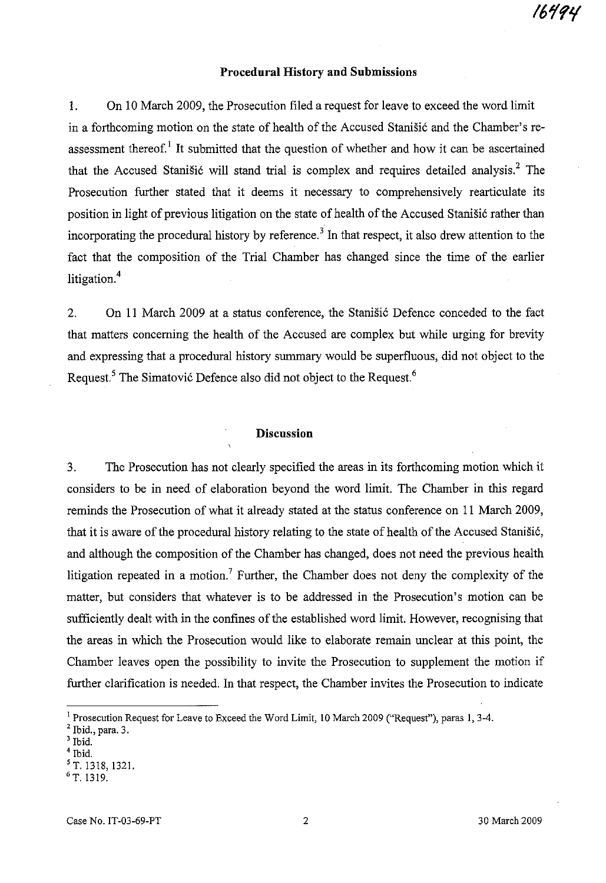### Procedural History and Submissions

1. On 10 March 2009, the Prosecution filed a request for leave to exceed the word limit in a forthcoming motion on the state of health of the Accused Stanišić and the Chamber's re-assessment thereof.[1] It submitted that the question of whether and how it can be ascertained that the Accused Stanišić will stand trial is complex and requires detailed analysis.[2] The Prosecution further stated that it deems it necessary to comprehensively rearticulate its position in light of previous litigation on the state of health of the Accused Stanišić rather than incorporating the procedural history by reference.[3] In that respect, it also drew attention to the fact that the composition of the Trial Chamber has changed since the time of the earlier litigation.[4]

2. On 11 March 2009 at a status conference, the Stanišić Defence conceded to the fact that matters concerning the health of the Accused are complex but while urging for brevity and expressing that a procedural history summary would be superfluous, did not object to the Request.[5] The Simatović Defence also did not object to the Request.[6]

### Discussion

3. The Prosecution has not clearly specified the areas in its forthcoming motion which it considers to be in need of elaboration beyond the word limit. The Chamber in this regard reminds the Prosecution of what it already stated at the status conference on 11 March 2009, that it is aware of the procedural history relating to the state of health of the Accused Stanišić, and although the composition of the Chamber has changed, does not need the previous health litigation repeated in a motion.[7] Further, the Chamber does not deny the complexity of the matter, but considers that whatever is to be addressed in the Prosecution's motion can be sufficiently dealt with in the confines of the established word limit. However, recognising that the areas in which the Prosecution would like to elaborate remain unclear at this point, the Chamber leaves open the possibility to invite the Prosecution to supplement the motion if further clarification is needed. In that respect, the Chamber invites the Prosecution to indicate

---

[1] Prosecution Request for Leave to Exceed the Word Limit, 10 March 2009 ("Request"), paras 1, 3-4.

[2] Ibid., para. 3.

[3] Ibid.

[4] Ibid.

[5] T. 1318, 1321.

[6] T. 1319.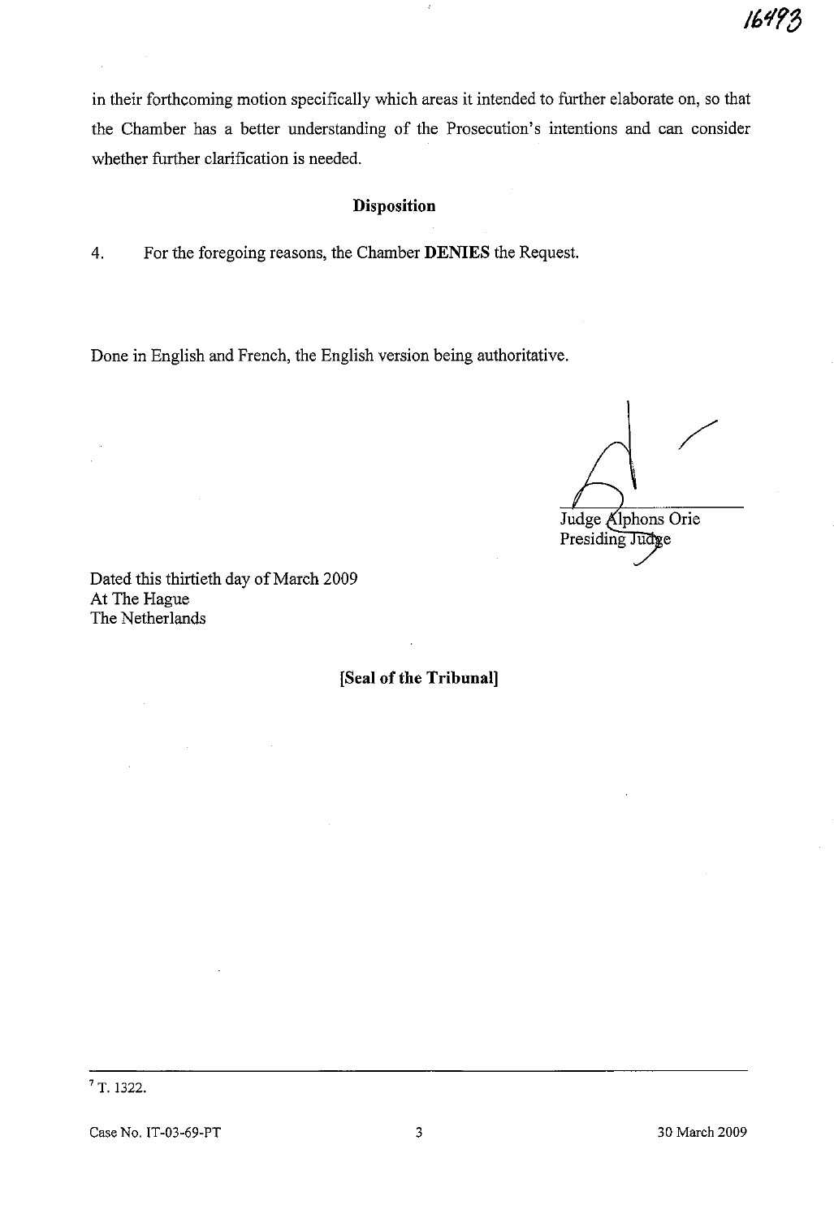in their forthcoming motion specifically which areas it intended to further elaborate on, so that the Chamber has a better understanding of the Prosecution's intentions and can consider whether further clarification is needed.

**Disposition**

4. For the foregoing reasons, the Chamber **DENIES** the Request.

Done in English and French, the English version being authoritative.

Judge Alphons Orie
Presiding Judge

Dated this thirtieth day of March 2009
At The Hague
The Netherlands

**[Seal of the Tribunal]**

[7] T. 1322.